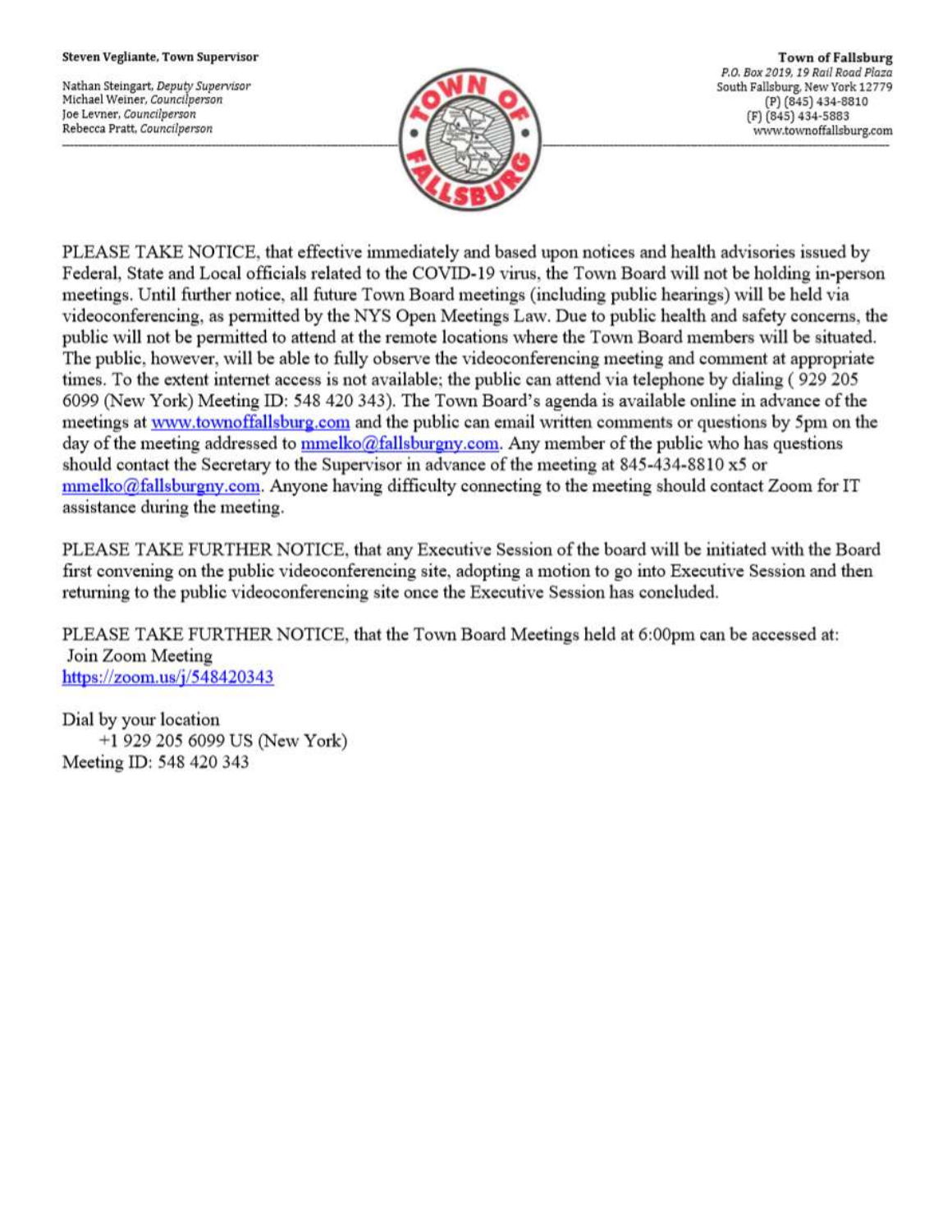**Steven Vegliante, Town Supervisor**

Nathan Steingart, *Deputy Supervisor*
Michael Weiner, *Councilperson*
Joe Levner, *Councilperson*
Rebecca Pratt, *Councilperson*

**Town of Fallsburg**
*P.O. Box 2019, 19 Rail Road Plaza*
South Fallsburg, New York 12779
(P) (845) 434-8810
(F) (845) 434-5883
www.townoffallsburg.com

---

PLEASE TAKE NOTICE, that effective immediately and based upon notices and health advisories issued by Federal, State and Local officials related to the COVID-19 virus, the Town Board will not be holding in-person meetings. Until further notice, all future Town Board meetings (including public hearings) will be held via videoconferencing, as permitted by the NYS Open Meetings Law. Due to public health and safety concerns, the public will not be permitted to attend at the remote locations where the Town Board members will be situated. The public, however, will be able to fully observe the videoconferencing meeting and comment at appropriate times. To the extent internet access is not available; the public can attend via telephone by dialing ( 929 205 6099 (New York) Meeting ID: 548 420 343). The Town Board's agenda is available online in advance of the meetings at [www.townoffallsburg.com](www.townoffallsburg.com) and the public can email written comments or questions by 5pm on the day of the meeting addressed to [mmelko@fallsburgny.com](mailto:mmelko@fallsburgny.com). Any member of the public who has questions should contact the Secretary to the Supervisor in advance of the meeting at 845-434-8810 x5 or [mmelko@fallsburgny.com](mailto:mmelko@fallsburgny.com). Anyone having difficulty connecting to the meeting should contact Zoom for IT assistance during the meeting.

PLEASE TAKE FURTHER NOTICE, that any Executive Session of the board will be initiated with the Board first convening on the public videoconferencing site, adopting a motion to go into Executive Session and then returning to the public videoconferencing site once the Executive Session has concluded.

PLEASE TAKE FURTHER NOTICE, that the Town Board Meetings held at 6:00pm can be accessed at:
Join Zoom Meeting
[https://zoom.us/j/548420343](https://zoom.us/j/548420343)

Dial by your location
+1 929 205 6099 US (New York)
Meeting ID: 548 420 343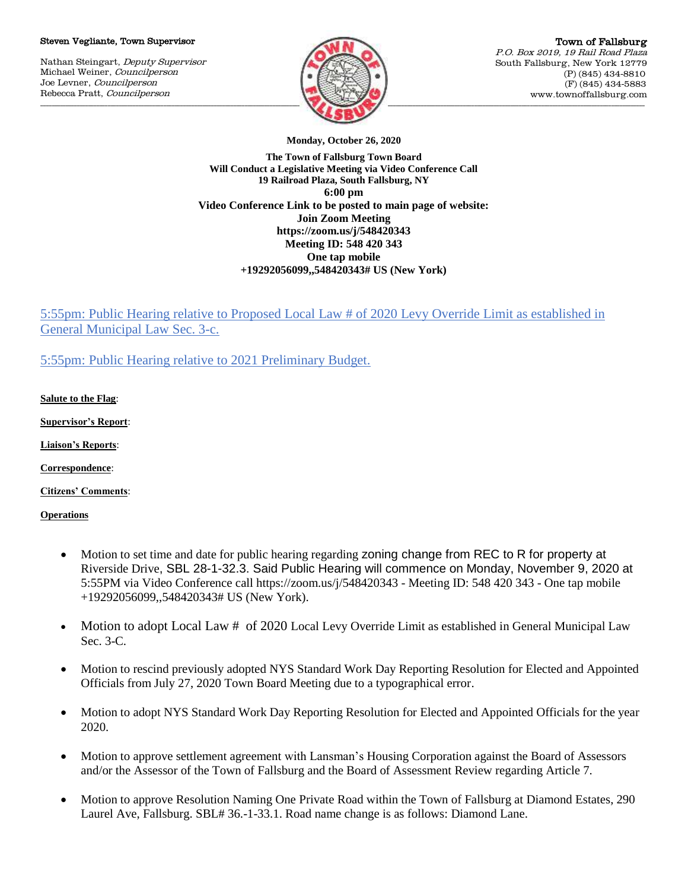Steven Vegliante, Town Supervisor

Nathan Steingart, *Deputy Supervisor*
Michael Weiner, *Councilperson*
Joe Levner, *Councilperson*
Rebecca Pratt, *Councilperson*

**Town of Fallsburg**
*P.O. Box 2019, 19 Rail Road Plaza*
South Fallsburg, New York 12779
(P) (845) 434-8810
(F) (845) 434-5883
www.townoffallsburg.com

**Monday, October 26, 2020**

**The Town of Fallsburg Town Board**
**Will Conduct a Legislative Meeting via Video Conference Call**
**19 Railroad Plaza, South Fallsburg, NY**
**6:00 pm**
**Video Conference Link to be posted to main page of website:**
**Join Zoom Meeting**
**https://zoom.us/j/548420343**
**Meeting ID: 548 420 343**
**One tap mobile**
**+19292056099,,548420343# US (New York)**

5:55pm: Public Hearing relative to Proposed Local Law # of 2020 Levy Override Limit as established in General Municipal Law Sec. 3-c.

5:55pm: Public Hearing relative to 2021 Preliminary Budget.

**Salute to the Flag**:

**Supervisor's Report**:

**Liaison's Reports**:

**Correspondence**:

**Citizens' Comments**:

**Operations**

- Motion to set time and date for public hearing regarding zoning change from REC to R for property at Riverside Drive, SBL 28-1-32.3. Said Public Hearing will commence on Monday, November 9, 2020 at 5:55PM via Video Conference call https://zoom.us/j/548420343 - Meeting ID: 548 420 343 - One tap mobile +19292056099,,548420343# US (New York).

- Motion to adopt Local Law # of 2020 Local Levy Override Limit as established in General Municipal Law Sec. 3-C.

- Motion to rescind previously adopted NYS Standard Work Day Reporting Resolution for Elected and Appointed Officials from July 27, 2020 Town Board Meeting due to a typographical error.

- Motion to adopt NYS Standard Work Day Reporting Resolution for Elected and Appointed Officials for the year 2020.

- Motion to approve settlement agreement with Lansman's Housing Corporation against the Board of Assessors and/or the Assessor of the Town of Fallsburg and the Board of Assessment Review regarding Article 7.

- Motion to approve Resolution Naming One Private Road within the Town of Fallsburg at Diamond Estates, 290 Laurel Ave, Fallsburg. SBL# 36.-1-33.1. Road name change is as follows: Diamond Lane.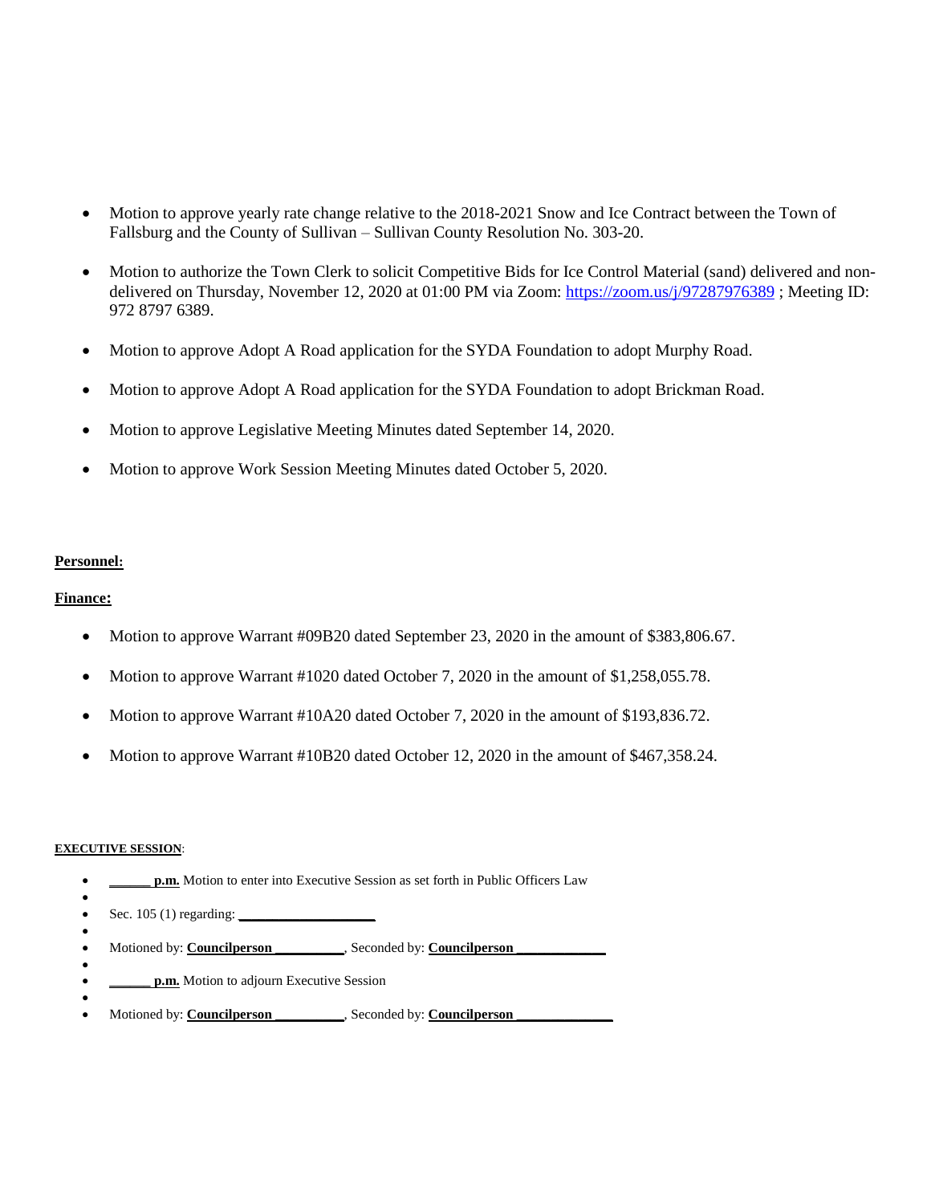- Motion to approve yearly rate change relative to the 2018-2021 Snow and Ice Contract between the Town of Fallsburg and the County of Sullivan – Sullivan County Resolution No. 303-20.

- Motion to authorize the Town Clerk to solicit Competitive Bids for Ice Control Material (sand) delivered and non-delivered on Thursday, November 12, 2020 at 01:00 PM via Zoom: https://zoom.us/j/97287976389 ; Meeting ID: 972 8797 6389.

- Motion to approve Adopt A Road application for the SYDA Foundation to adopt Murphy Road.

- Motion to approve Adopt A Road application for the SYDA Foundation to adopt Brickman Road.

- Motion to approve Legislative Meeting Minutes dated September 14, 2020.

- Motion to approve Work Session Meeting Minutes dated October 5, 2020.

**Personnel:**

**Finance:**

- Motion to approve Warrant #09B20 dated September 23, 2020 in the amount of $383,806.67.

- Motion to approve Warrant #1020 dated October 7, 2020 in the amount of $1,258,055.78.

- Motion to approve Warrant #10A20 dated October 7, 2020 in the amount of $193,836.72.

- Motion to approve Warrant #10B20 dated October 12, 2020 in the amount of $467,358.24.

**EXECUTIVE SESSION**:

- **______ p.m.** Motion to enter into Executive Session as set forth in Public Officers Law
- 
- Sec. 105 (1) regarding: ___________________
- 
- Motioned by: **Councilperson __________**, Seconded by: **Councilperson _____________**
- 
- **______ p.m.** Motion to adjourn Executive Session
- 
- Motioned by: **Councilperson __________**, Seconded by: **Councilperson ______________**